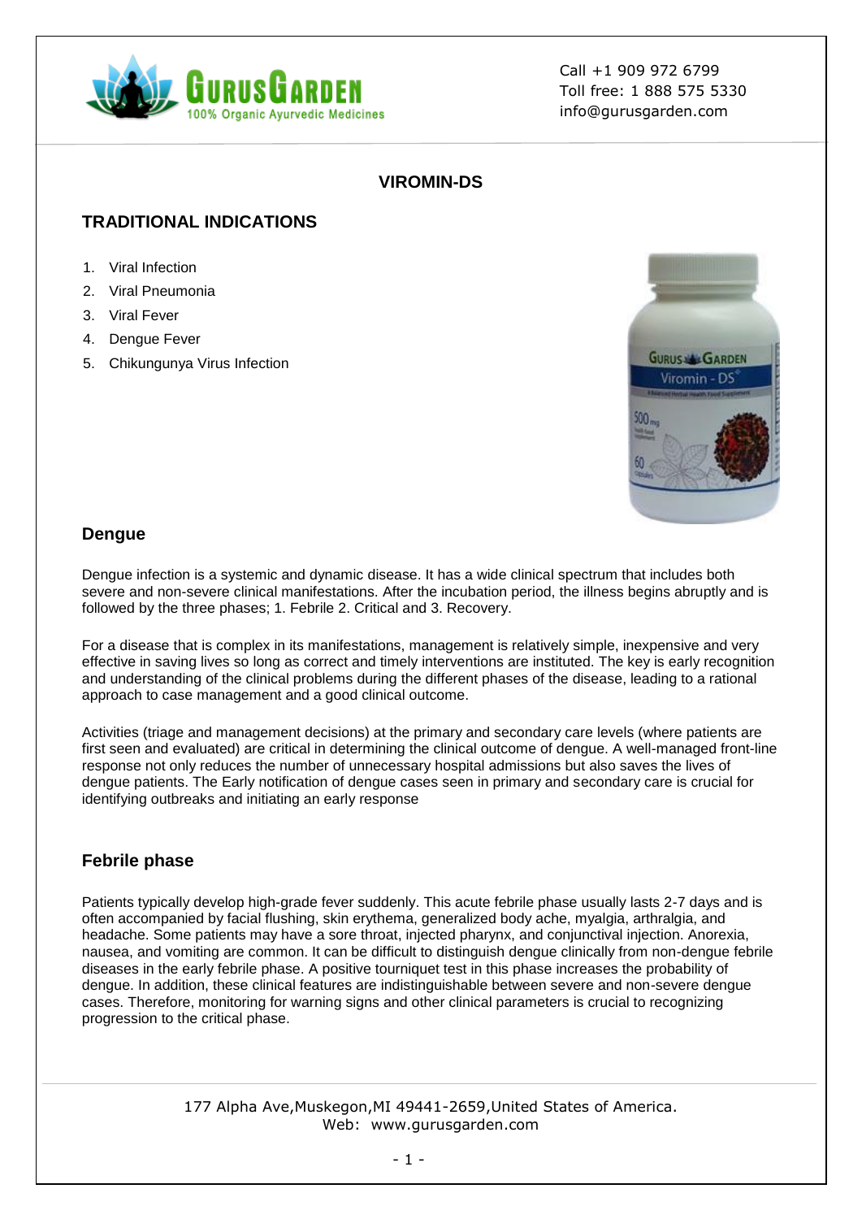# VIROMIN-DS

## TRADITIONAL INDICATIONS

1. Viral Infection
2. Viral Pneumonia
3. Viral Fever
4. Dengue Fever
5. Chikungunya Virus Infection

## Dengue

Dengue infection is a systemic and dynamic disease. It has a wide clinical spectrum that includes both severe and non-severe clinical manifestations. After the incubation period, the illness begins abruptly and is followed by the three phases; 1. Febrile 2. Critical and 3. Recovery.

For a disease that is complex in its manifestations, management is relatively simple, inexpensive and very effective in saving lives so long as correct and timely interventions are instituted. The key is early recognition and understanding of the clinical problems during the different phases of the disease, leading to a rational approach to case management and a good clinical outcome.

Activities (triage and management decisions) at the primary and secondary care levels (where patients are first seen and evaluated) are critical in determining the clinical outcome of dengue. A well-managed front-line response not only reduces the number of unnecessary hospital admissions but also saves the lives of dengue patients. The Early notification of dengue cases seen in primary and secondary care is crucial for identifying outbreaks and initiating an early response

## Febrile phase

Patients typically develop high-grade fever suddenly. This acute febrile phase usually lasts 2-7 days and is often accompanied by facial flushing, skin erythema, generalized body ache, myalgia, arthralgia, and headache. Some patients may have a sore throat, injected pharynx, and conjunctival injection. Anorexia, nausea, and vomiting are common. It can be difficult to distinguish dengue clinically from non-dengue febrile diseases in the early febrile phase. A positive tourniquet test in this phase increases the probability of dengue. In addition, these clinical features are indistinguishable between severe and non-severe dengue cases. Therefore, monitoring for warning signs and other clinical parameters is crucial to recognizing progression to the critical phase.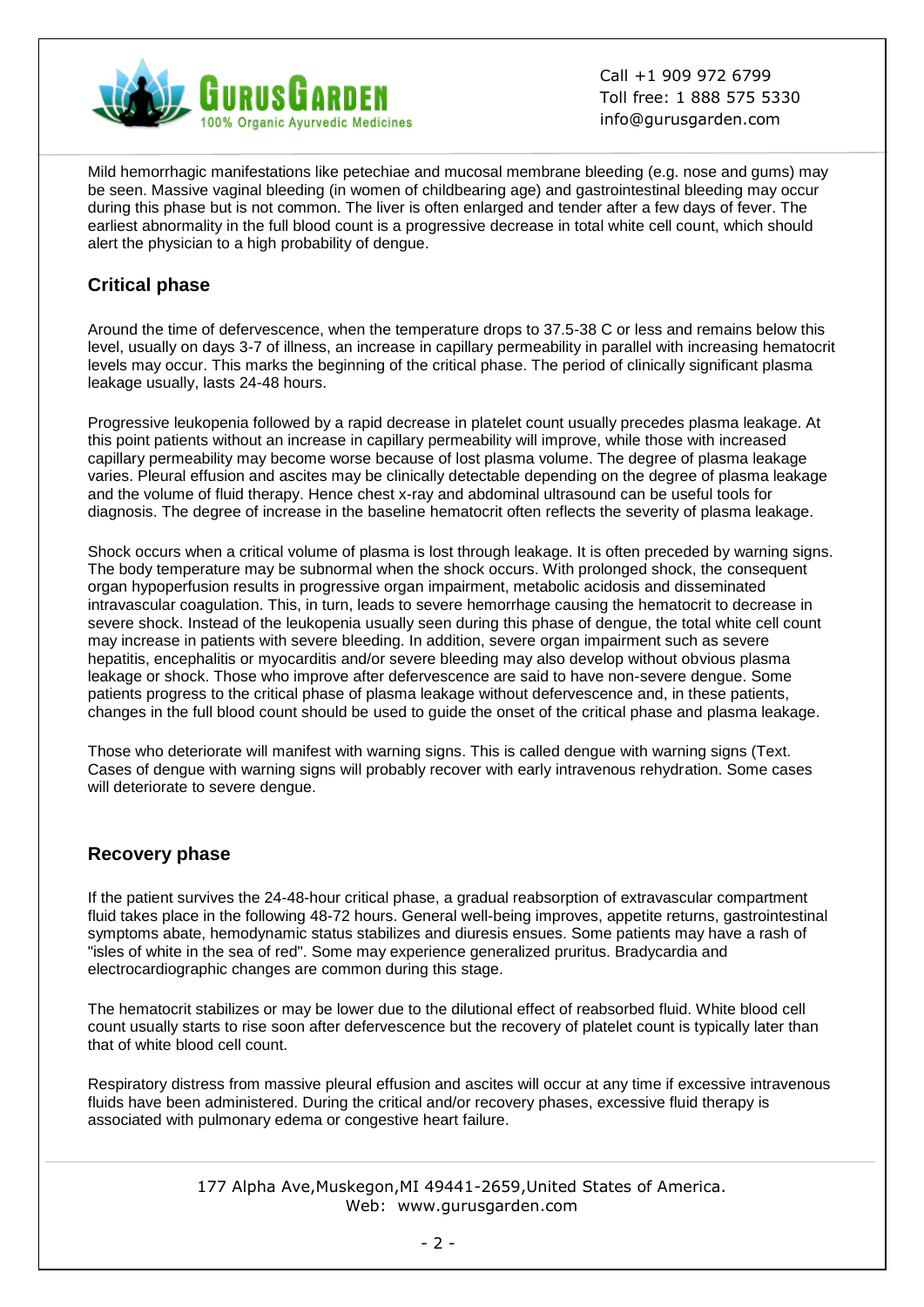Mild hemorrhagic manifestations like petechiae and mucosal membrane bleeding (e.g. nose and gums) may be seen. Massive vaginal bleeding (in women of childbearing age) and gastrointestinal bleeding may occur during this phase but is not common. The liver is often enlarged and tender after a few days of fever. The earliest abnormality in the full blood count is a progressive decrease in total white cell count, which should alert the physician to a high probability of dengue.

## Critical phase

Around the time of defervescence, when the temperature drops to 37.5-38 C or less and remains below this level, usually on days 3-7 of illness, an increase in capillary permeability in parallel with increasing hematocrit levels may occur. This marks the beginning of the critical phase. The period of clinically significant plasma leakage usually, lasts 24-48 hours.

Progressive leukopenia followed by a rapid decrease in platelet count usually precedes plasma leakage. At this point patients without an increase in capillary permeability will improve, while those with increased capillary permeability may become worse because of lost plasma volume. The degree of plasma leakage varies. Pleural effusion and ascites may be clinically detectable depending on the degree of plasma leakage and the volume of fluid therapy. Hence chest x-ray and abdominal ultrasound can be useful tools for diagnosis. The degree of increase in the baseline hematocrit often reflects the severity of plasma leakage.

Shock occurs when a critical volume of plasma is lost through leakage. It is often preceded by warning signs. The body temperature may be subnormal when the shock occurs. With prolonged shock, the consequent organ hypoperfusion results in progressive organ impairment, metabolic acidosis and disseminated intravascular coagulation. This, in turn, leads to severe hemorrhage causing the hematocrit to decrease in severe shock. Instead of the leukopenia usually seen during this phase of dengue, the total white cell count may increase in patients with severe bleeding. In addition, severe organ impairment such as severe hepatitis, encephalitis or myocarditis and/or severe bleeding may also develop without obvious plasma leakage or shock. Those who improve after defervescence are said to have non-severe dengue. Some patients progress to the critical phase of plasma leakage without defervescence and, in these patients, changes in the full blood count should be used to guide the onset of the critical phase and plasma leakage.

Those who deteriorate will manifest with warning signs. This is called dengue with warning signs (Text. Cases of dengue with warning signs will probably recover with early intravenous rehydration. Some cases will deteriorate to severe dengue.

## Recovery phase

If the patient survives the 24-48-hour critical phase, a gradual reabsorption of extravascular compartment fluid takes place in the following 48-72 hours. General well-being improves, appetite returns, gastrointestinal symptoms abate, hemodynamic status stabilizes and diuresis ensues. Some patients may have a rash of "isles of white in the sea of red". Some may experience generalized pruritus. Bradycardia and electrocardiographic changes are common during this stage.

The hematocrit stabilizes or may be lower due to the dilutional effect of reabsorbed fluid. White blood cell count usually starts to rise soon after defervescence but the recovery of platelet count is typically later than that of white blood cell count.

Respiratory distress from massive pleural effusion and ascites will occur at any time if excessive intravenous fluids have been administered. During the critical and/or recovery phases, excessive fluid therapy is associated with pulmonary edema or congestive heart failure.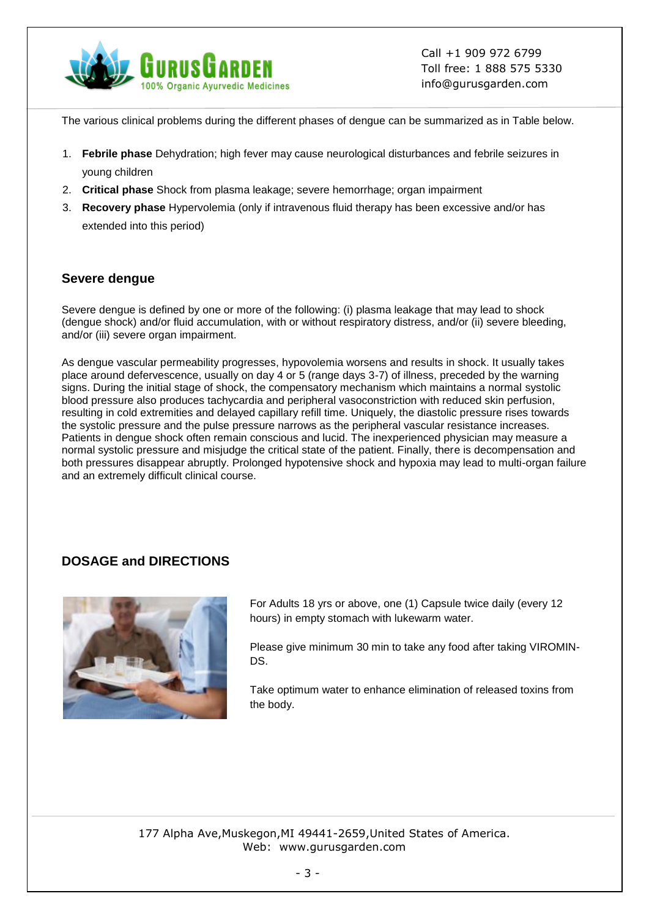The various clinical problems during the different phases of dengue can be summarized as in Table below.

1. **Febrile phase** Dehydration; high fever may cause neurological disturbances and febrile seizures in young children
2. **Critical phase** Shock from plasma leakage; severe hemorrhage; organ impairment
3. **Recovery phase** Hypervolemia (only if intravenous fluid therapy has been excessive and/or has extended into this period)

## Severe dengue

Severe dengue is defined by one or more of the following: (i) plasma leakage that may lead to shock (dengue shock) and/or fluid accumulation, with or without respiratory distress, and/or (ii) severe bleeding, and/or (iii) severe organ impairment.

As dengue vascular permeability progresses, hypovolemia worsens and results in shock. It usually takes place around defervescence, usually on day 4 or 5 (range days 3-7) of illness, preceded by the warning signs. During the initial stage of shock, the compensatory mechanism which maintains a normal systolic blood pressure also produces tachycardia and peripheral vasoconstriction with reduced skin perfusion, resulting in cold extremities and delayed capillary refill time. Uniquely, the diastolic pressure rises towards the systolic pressure and the pulse pressure narrows as the peripheral vascular resistance increases. Patients in dengue shock often remain conscious and lucid. The inexperienced physician may measure a normal systolic pressure and misjudge the critical state of the patient. Finally, there is decompensation and both pressures disappear abruptly. Prolonged hypotensive shock and hypoxia may lead to multi-organ failure and an extremely difficult clinical course.

## DOSAGE and DIRECTIONS

For Adults 18 yrs or above, one (1) Capsule twice daily (every 12 hours) in empty stomach with lukewarm water.

Please give minimum 30 min to take any food after taking VIROMIN-DS.

Take optimum water to enhance elimination of released toxins from the body.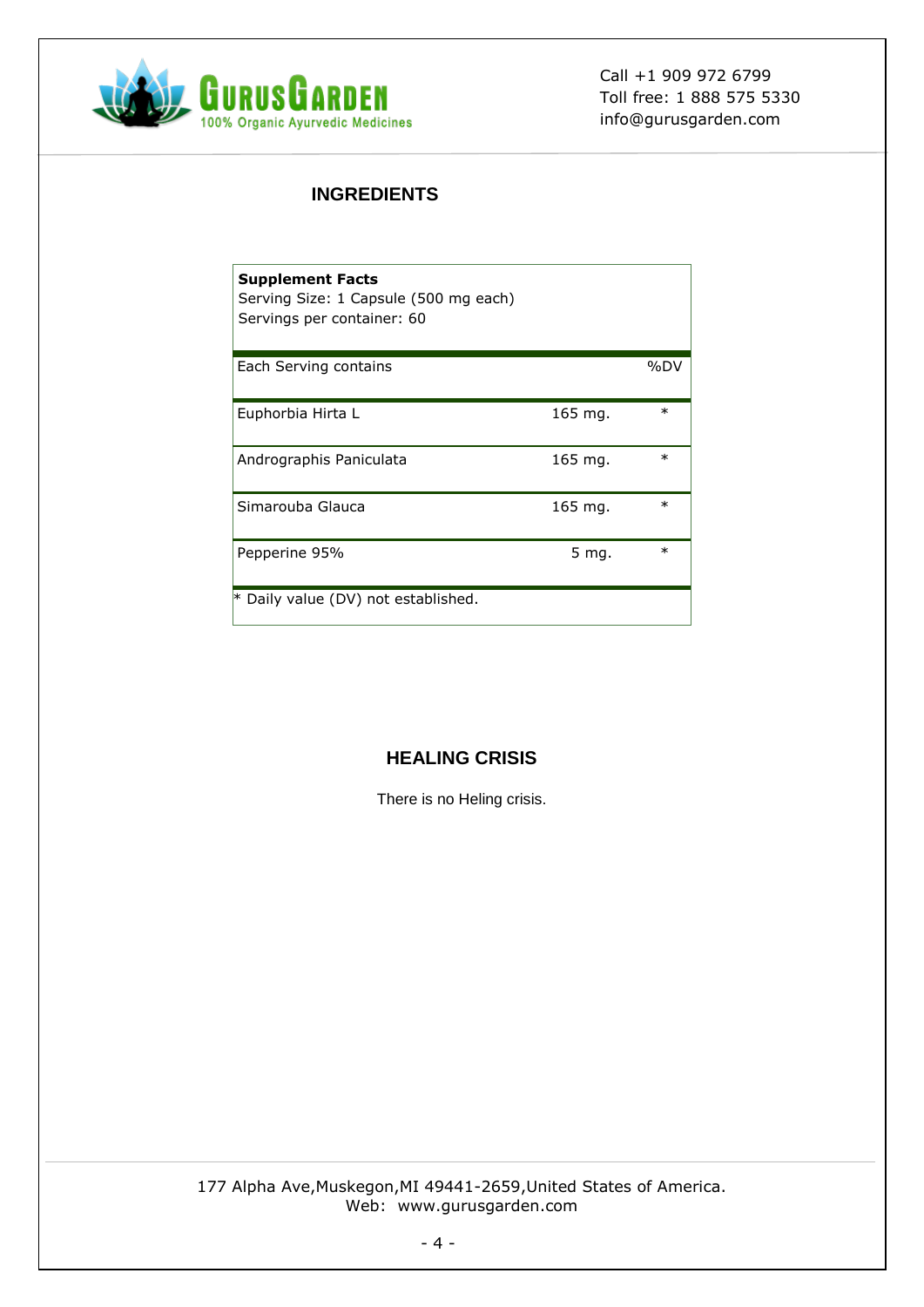## INGREDIENTS

| Supplement Facts<br>Serving Size: 1 Capsule (500 mg each)<br>Servings per container: 60 | | |
|---|---|---|
| Each Serving contains | | %DV |
| Euphorbia Hirta L | 165 mg. | * |
| Andrographis Paniculata | 165 mg. | * |
| Simarouba Glauca | 165 mg. | * |
| Pepperine 95% | 5 mg. | * |
| * Daily value (DV) not established. | | |

## HEALING CRISIS

There is no Heling crisis.